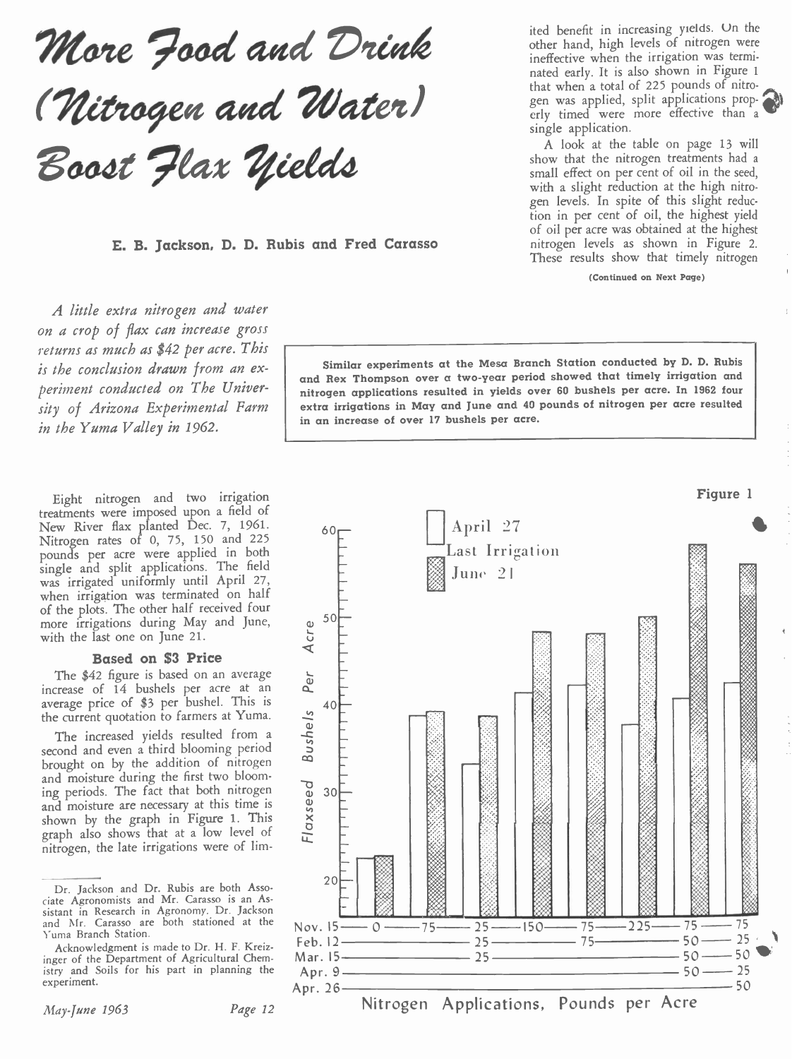# More Food and Drink (Nitrogen and Water) Boost Flax Yields

**E. B. Jackson, D. D. Rubis and Fred Carasso**

*A little extra nitrogen and water on a crop of flax can increase gross returns as much as $42 per acre. This is the conclusion drawn from an experiment conducted on The University of Arizona Experimental Farm in the Yuma Valley in 1962.*

**Similar experiments at the Mesa Branch Station conducted by D. D. Rubis and Rex Thompson over a two-year period showed that timely irrigation and nitrogen applications resulted in yields over 60 bushels per acre. In 1962 four extra irrigations in May and June and 40 pounds of nitrogen per acre resulted in an increase of over 17 bushels per acre.**

Eight nitrogen and two irrigation treatments were imposed upon a field of New River flax planted Dec. 7, 1961. Nitrogen rates of 0, 75, 150 and 225 pounds per acre were applied in both single and split applications. The field was irrigated uniformly until April 27, when irrigation was terminated on half of the plots. The other half received four more irrigations during May and June, with the last one on June 21.

### Based on $3 Price

The $42 figure is based on an average increase of 14 bushels per acre at an average price of $3 per bushel. This is the current quotation to farmers at Yuma.

The increased yields resulted from a second and even a third blooming period brought on by the addition of nitrogen and moisture during the first two blooming periods. The fact that both nitrogen and moisture are necessary at this time is shown by the graph in Figure 1. This graph also shows that at a low level of nitrogen, the late irrigations were of limited benefit in increasing yields. On the other hand, high levels of nitrogen were ineffective when the irrigation was terminated early. It is also shown in Figure 1 that when a total of 225 pounds of nitrogen was applied, split applications properly timed were more effective than a single application.

A look at the table on page 13 will show that the nitrogen treatments had a small effect on per cent of oil in the seed, with a slight reduction at the high nitrogen levels. In spite of this slight reduction in per cent of oil, the highest yield of oil per acre was obtained at the highest nitrogen levels as shown in Figure 2. These results show that timely nitrogen

(Continued on Next Page)

---

Dr. Jackson and Dr. Rubis are both Associate Agronomists and Mr. Carasso is an Assistant in Research in Agronomy. Dr. Jackson and Mr. Carasso are both stationed at the Yuma Branch Station.

Acknowledgment is made to Dr. H. F. Kreizinger of the Department of Agricultural Chemistry and Soils for his part in planning the experiment.

**Figure 1**

Flaxseed Bushels Per Acre, by last irrigation date (April 27 / June 21)

| Nov. 15 | Feb. 12 | Mar. 15 | Apr. 9 | Apr. 26 |
|---|---|---|---|---|
| 0 | | | | |
| 75 | | | | |
| 25 | 25 | 25 | | |
| 150 | | | | |
| 75 | 75 | | | |
| 225 | | | | |
| 75 | 50 | 50 | 50 | |
| 75 | 25 | 50 | 25 | 50 |

Nitrogen Applications, Pounds per Acre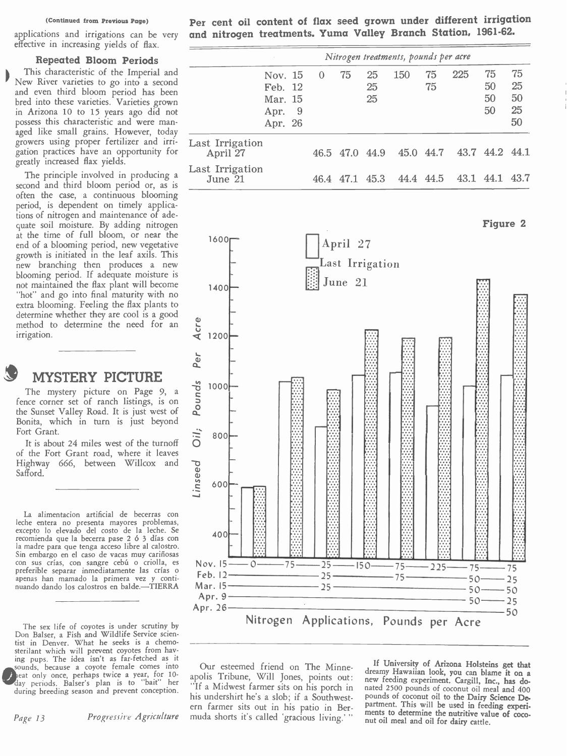(Continued from Previous Page)

applications and irrigations can be very effective in increasing yields of flax.

### Repeated Bloom Periods

This characteristic of the Imperial and New River varieties to go into a second and even third bloom period has been bred into these varieties. Varieties grown in Arizona 10 to 15 years ago did not possess this characteristic and were managed like small grains. However, today growers using proper fertilizer and irrigation practices have an opportunity for greatly increased flax yields.

The principle involved in producing a second and third bloom period or, as is often the case, a continuous blooming period, is dependent on timely applications of nitrogen and maintenance of adequate soil moisture. By adding nitrogen at the time of full bloom, or near the end of a blooming period, new vegetative growth is initiated in the leaf axils. This new branching then produces a new blooming period. If adequate moisture is not maintained the flax plant will become "hot" and go into final maturity with no extra blooming. Feeling the flax plants to determine whether they are cool is a good method to determine the need for an irrigation.

## MYSTERY PICTURE

The mystery picture on Page 9, a fence corner set of ranch listings, is on the Sunset Valley Road. It is just west of Bonita, which in turn is just beyond Fort Grant.

It is about 24 miles west of the turnoff of the Fort Grant road, where it leaves Highway 666, between Willcox and Safford.

La alimentacion artificial de becerras con leche entera no presenta mayores problemas, excepto lo elevado del costo de la leche. Se recomienda que la becerra pase 2 ó 3 días con la madre para que tenga acceso libre al calostro. Sin embargo en el caso de vacas muy cariñosas con sus crías, con sangre cebú o criolla, es preferible separar inmediatamente las crías o apenas han mamado la primera vez y continuando dando los calostros en balde.—TIERRA

The sex life of coyotes is under scrutiny by Don Balser, a Fish and Wildlife Service scientist in Denver. What he seeks is a chemosterilant which will prevent coyotes from having pups. The idea isn't as far-fetched as it sounds, because a coyote female comes into heat only once, perhaps twice a year, for 10-day periods. Balser's plan is to "bait" her during breeding season and prevent conception.

**Per cent oil content of flax seed grown under different irrigation and nitrogen treatments. Yuma Valley Branch Station, 1961-62.**

| | *Nitrogen treatments, pounds per acre* | | | | | | | |
|---|---|---|---|---|---|---|---|---|
| Nov. 15 | 0 | 75 | 25 | 150 | 75 | 225 | 75 | 75 |
| Feb. 12 | | | 25 | | 75 | | 50 | 25 |
| Mar. 15 | | | 25 | | | | 50 | 50 |
| Apr. 9 | | | | | | | 50 | 25 |
| Apr. 26 | | | | | | | | 50 |
| Last Irrigation April 27 | 46.5 | 47.0 | 44.9 | 45.0 | 44.7 | 43.7 | 44.2 | 44.1 |
| Last Irrigation June 21 | 46.4 | 47.1 | 45.3 | 44.4 | 44.5 | 43.1 | 44.1 | 43.7 |

**Figure 2**

April 27
Last Irrigation
June 21

Linseed Oil; Pounds Per Acre
1600
1400
1200
1000
800
600
400

Nov. 15 — 0 — 75 — 25 — 150 — 75 — 225 — 75 — 75
Feb. 12 — 25 — 75 — 50 — 25
Mar. 15 — 25 — 50 — 50
Apr. 9 — 50 — 25
Apr. 26 — 50

Nitrogen Applications, Pounds per Acre

Our esteemed friend on The Minneapolis Tribune, Will Jones, points out: "If a Midwest farmer sits on his porch in his undershirt he's a slob; if a Southwestern farmer sits out in his patio in Bermuda shorts it's called 'gracious living.' "

If University of Arizona Holsteins get that dreamy Hawaiian look, you can blame it on a new feeding experiment. Cargill, Inc., has donated 2500 pounds of coconut oil meal and 400 pounds of coconut oil to the Dairy Science Department. This will be used in feeding experiments to determine the nutritive value of coconut oil meal and oil for dairy cattle.